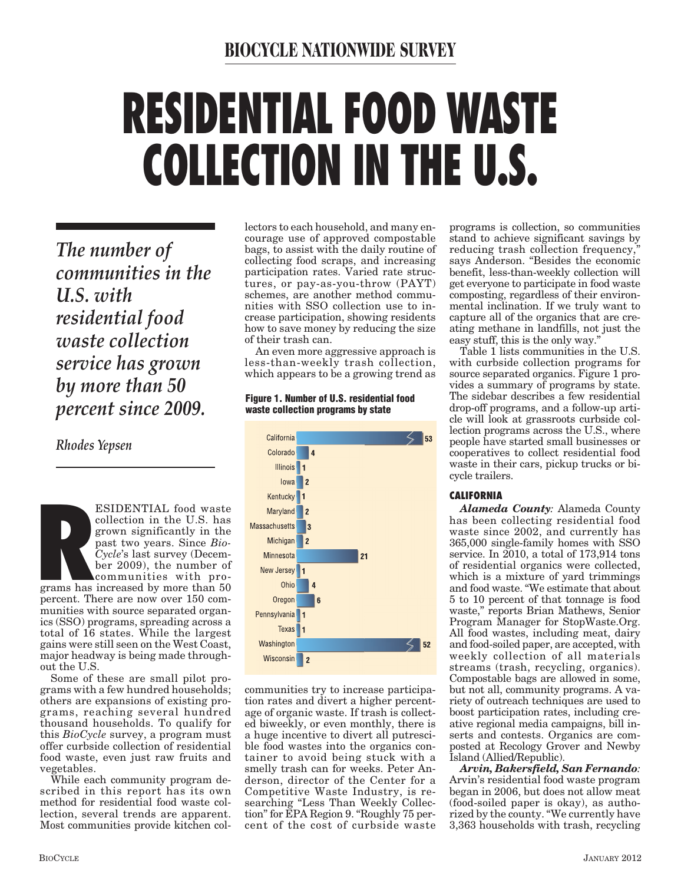# RESIDENTIAL FOOD WASTE COLLECTION IN THE U.S.

BIOCYCLE NATIONWIDE SURVEY

*The number of communities in the U.S. with residential food waste collection service has grown by more than 50 percent since 2009.*

*Rhodes Yepsen*

RESIDENTIAL food waste collection in the U.S. has grown significantly in the past two years. Since *BioCycle*'s last survey (December 2009), the number of communities with programs has increased by more than 50 percent. There are now over 150 communities with source separated organics (SSO) programs, spreading across a total of 16 states. While the largest gains were still seen on the West Coast, major headway is being made throughout the U.S.

Some of these are small pilot programs with a few hundred households; others are expansions of existing programs, reaching several hundred thousand households. To qualify for this *BioCycle* survey, a program must offer curbside collection of residential food waste, even just raw fruits and vegetables.

While each community program described in this report has its own method for residential food waste collection, several trends are apparent. Most communities provide kitchen collectors to each household, and many encourage use of approved compostable bags, to assist with the daily routine of collecting food scraps, and increasing participation rates. Varied rate structures, or pay-as-you-throw (PAYT) schemes, are another method communities with SSO collection use to increase participation, showing residents how to save money by reducing the size of their trash can.

An even more aggressive approach is less-than-weekly trash collection, which appears to be a growing trend as communities try to increase participation rates and divert a higher percentage of organic waste. If trash is collected biweekly, or even monthly, there is a huge incentive to divert all putrescible food wastes into the organics container to avoid being stuck with a smelly trash can for weeks. Peter Anderson, director of the Center for a Competitive Waste Industry, is researching "Less Than Weekly Collection" for EPA Region 9. "Roughly 75 percent of the cost of curbside waste programs is collection, so communities stand to achieve significant savings by reducing trash collection frequency," says Anderson. "Besides the economic benefit, less-than-weekly collection will get everyone to participate in food waste composting, regardless of their environmental inclination. If we truly want to capture all of the organics that are creating methane in landfills, not just the easy stuff, this is the only way."

**Figure 1. Number of U.S. residential food waste collection programs by state**

| State | Number of programs |
|---|---|
| California | 53 |
| Colorado | 4 |
| Illinois | 1 |
| Iowa | 2 |
| Kentucky | 1 |
| Maryland | 2 |
| Massachusetts | 3 |
| Michigan | 2 |
| Minnesota | 21 |
| New Jersey | 1 |
| Ohio | 4 |
| Oregon | 6 |
| Pennsylvania | 1 |
| Texas | 1 |
| Washington | 52 |
| Wisconsin | 2 |

Table 1 lists communities in the U.S. with curbside collection programs for source separated organics. Figure 1 provides a summary of programs by state. The sidebar describes a few residential drop-off programs, and a follow-up article will look at grassroots curbside collection programs across the U.S., where people have started small businesses or cooperatives to collect residential food waste in their cars, pickup trucks or bicycle trailers.

### CALIFORNIA

***Alameda County:*** Alameda County has been collecting residential food waste since 2002, and currently has 365,000 single-family homes with SSO service. In 2010, a total of 173,914 tons of residential organics were collected, which is a mixture of yard trimmings and food waste. "We estimate that about 5 to 10 percent of that tonnage is food waste," reports Brian Mathews, Senior Program Manager for StopWaste.Org. All food wastes, including meat, dairy and food-soiled paper, are accepted, with weekly collection of all materials streams (trash, recycling, organics). Compostable bags are allowed in some, but not all, community programs. A variety of outreach techniques are used to boost participation rates, including creative regional media campaigns, bill inserts and contests. Organics are composted at Recology Grover and Newby Island (Allied/Republic).

***Arvin, Bakersfield, San Fernando:*** Arvin's residential food waste program began in 2006, but does not allow meat (food-soiled paper is okay), as authorized by the county. "We currently have 3,363 households with trash, recycling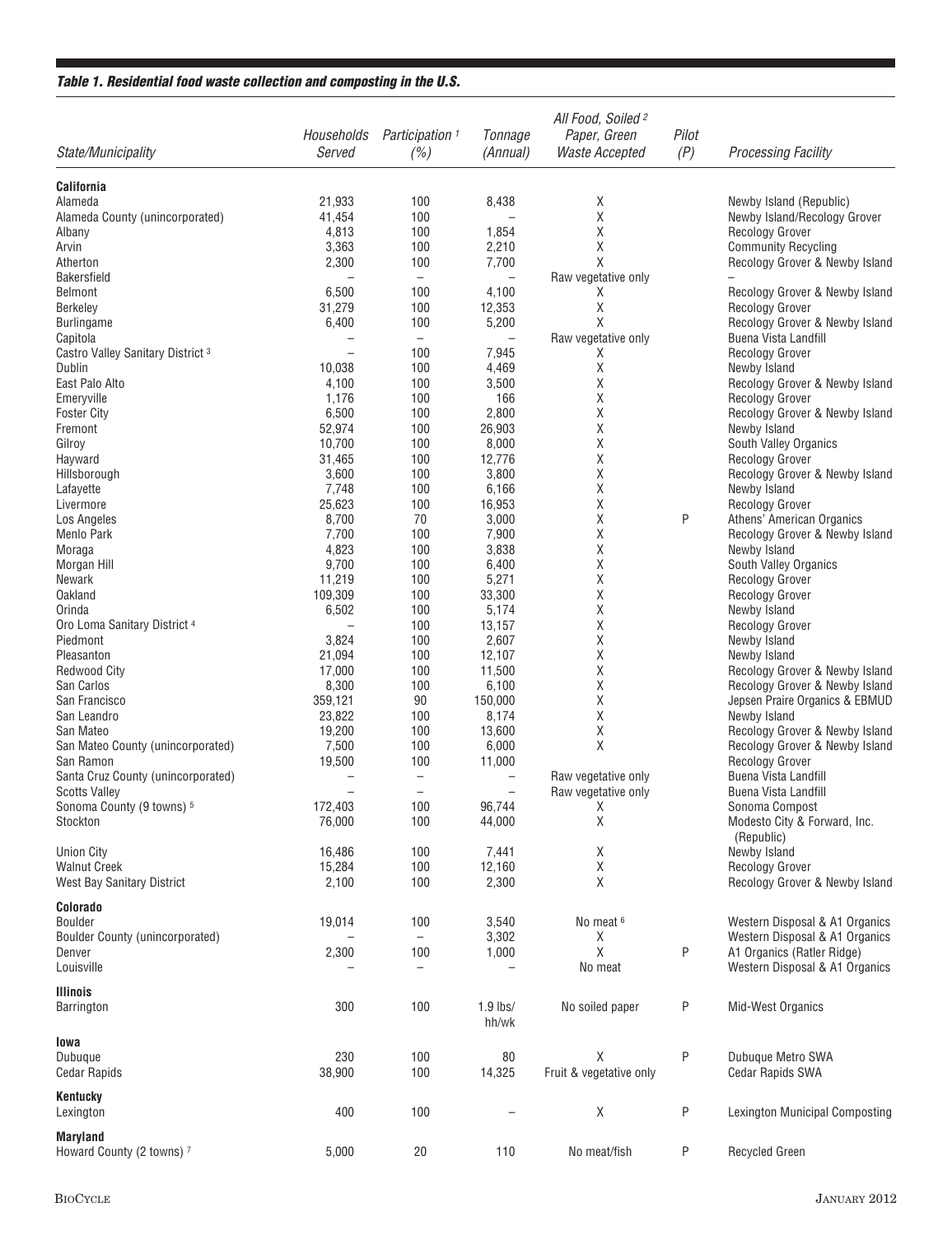***Table 1. Residential food waste collection and composting in the U.S.***

| State/Municipality | Households Served | Participation [1] (%) | Tonnage (Annual) | All Food, Soiled [2] Paper, Green Waste Accepted | Pilot (P) | Processing Facility |
|---|---|---|---|---|---|---|
| **California** | | | | | | |
| Alameda | 21,933 | 100 | 8,438 | X | | Newby Island (Republic) |
| Alameda County (unincorporated) | 41,454 | 100 | – | X | | Newby Island/Recology Grover |
| Albany | 4,813 | 100 | 1,854 | X | | Recology Grover |
| Arvin | 3,363 | 100 | 2,210 | X | | Community Recycling |
| Atherton | 2,300 | 100 | 7,700 | X | | Recology Grover & Newby Island |
| Bakersfield | – | – | – | Raw vegetative only | | – |
| Belmont | 6,500 | 100 | 4,100 | X | | Recology Grover & Newby Island |
| Berkeley | 31,279 | 100 | 12,353 | X | | Recology Grover |
| Burlingame | 6,400 | 100 | 5,200 | X | | Recology Grover & Newby Island |
| Capitola | – | – | – | Raw vegetative only | | Buena Vista Landfill |
| Castro Valley Sanitary District [3] | – | 100 | 7,945 | X | | Recology Grover |
| Dublin | 10,038 | 100 | 4,469 | X | | Newby Island |
| East Palo Alto | 4,100 | 100 | 3,500 | X | | Recology Grover & Newby Island |
| Emeryville | 1,176 | 100 | 166 | X | | Recology Grover |
| Foster City | 6,500 | 100 | 2,800 | X | | Recology Grover & Newby Island |
| Fremont | 52,974 | 100 | 26,903 | X | | Newby Island |
| Gilroy | 10,700 | 100 | 8,000 | X | | South Valley Organics |
| Hayward | 31,465 | 100 | 12,776 | X | | Recology Grover |
| Hillsborough | 3,600 | 100 | 3,800 | X | | Recology Grover & Newby Island |
| Lafayette | 7,748 | 100 | 6,166 | X | | Newby Island |
| Livermore | 25,623 | 100 | 16,953 | X | | Recology Grover |
| Los Angeles | 8,700 | 70 | 3,000 | X | P | Athens' American Organics |
| Menlo Park | 7,700 | 100 | 7,900 | X | | Recology Grover & Newby Island |
| Moraga | 4,823 | 100 | 3,838 | X | | Newby Island |
| Morgan Hill | 9,700 | 100 | 6,400 | X | | South Valley Organics |
| Newark | 11,219 | 100 | 5,271 | X | | Recology Grover |
| Oakland | 109,309 | 100 | 33,300 | X | | Recology Grover |
| Orinda | 6,502 | 100 | 5,174 | X | | Newby Island |
| Oro Loma Sanitary District [4] | – | 100 | 13,157 | X | | Recology Grover |
| Piedmont | 3,824 | 100 | 2,607 | X | | Newby Island |
| Pleasanton | 21,094 | 100 | 12,107 | X | | Newby Island |
| Redwood City | 17,000 | 100 | 11,500 | X | | Recology Grover & Newby Island |
| San Carlos | 8,300 | 100 | 6,100 | X | | Recology Grover & Newby Island |
| San Francisco | 359,121 | 90 | 150,000 | X | | Jepsen Praire Organics & EBMUD |
| San Leandro | 23,822 | 100 | 8,174 | X | | Newby Island |
| San Mateo | 19,200 | 100 | 13,600 | X | | Recology Grover & Newby Island |
| San Mateo County (unincorporated) | 7,500 | 100 | 6,000 | X | | Recology Grover & Newby Island |
| San Ramon | 19,500 | 100 | 11,000 | | | Recology Grover |
| Santa Cruz County (unincorporated) | – | – | – | Raw vegetative only | | Buena Vista Landfill |
| Scotts Valley | – | – | – | Raw vegetative only | | Buena Vista Landfill |
| Sonoma County (9 towns) [5] | 172,403 | 100 | 96,744 | X | | Sonoma Compost |
| Stockton | 76,000 | 100 | 44,000 | X | | Modesto City & Forward, Inc. (Republic) |
| Union City | 16,486 | 100 | 7,441 | X | | Newby Island |
| Walnut Creek | 15,284 | 100 | 12,160 | X | | Recology Grover |
| West Bay Sanitary District | 2,100 | 100 | 2,300 | X | | Recology Grover & Newby Island |
| **Colorado** | | | | | | |
| Boulder | 19,014 | 100 | 3,540 | No meat [6] | | Western Disposal & A1 Organics |
| Boulder County (unincorporated) | – | – | 3,302 | X | | Western Disposal & A1 Organics |
| Denver | 2,300 | 100 | 1,000 | X | P | A1 Organics (Ratler Ridge) |
| Louisville | – | – | – | No meat | | Western Disposal & A1 Organics |
| **Illinois** | | | | | | |
| Barrington | 300 | 100 | 1.9 lbs/ hh/wk | No soiled paper | P | Mid-West Organics |
| **Iowa** | | | | | | |
| Dubuque | 230 | 100 | 80 | X | P | Dubuque Metro SWA |
| Cedar Rapids | 38,900 | 100 | 14,325 | Fruit & vegetative only | | Cedar Rapids SWA |
| **Kentucky** | | | | | | |
| Lexington | 400 | 100 | – | X | P | Lexington Municipal Composting |
| **Maryland** | | | | | | |
| Howard County (2 towns) [7] | 5,000 | 20 | 110 | No meat/fish | P | Recycled Green |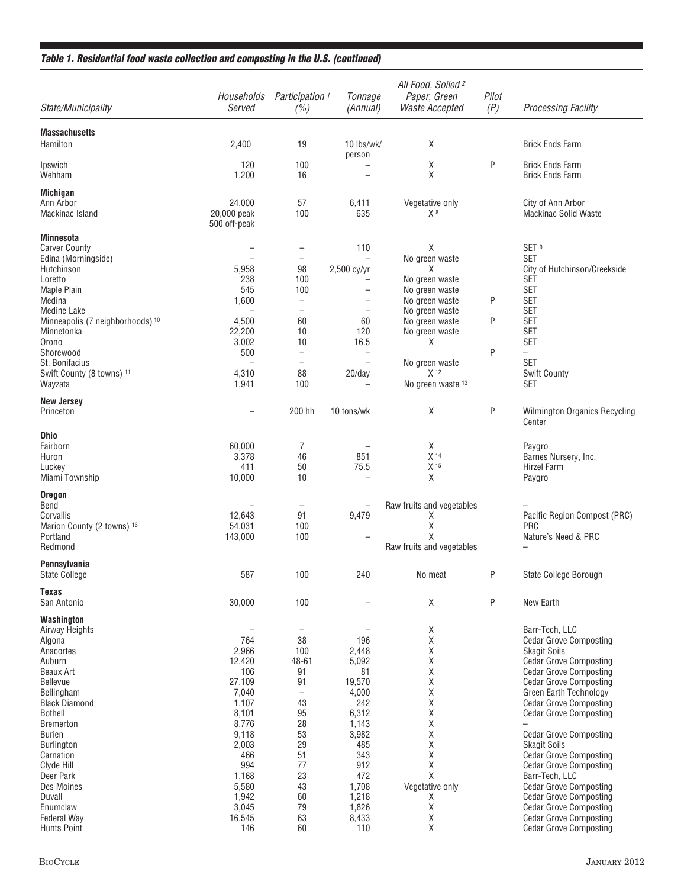### *Table 1. Residential food waste collection and composting in the U.S. (continued)*

| State/Municipality | Households Served | Participation [1] (%) | Tonnage (Annual) | All Food, Soiled [2] Paper, Green Waste Accepted | Pilot (P) | Processing Facility |
|---|---|---|---|---|---|---|
| **Massachusetts** | | | | | | |
| Hamilton | 2,400 | 19 | 10 lbs/wk/person | X | | Brick Ends Farm |
| Ipswich | 120 | 100 | – | X | P | Brick Ends Farm |
| Wehham | 1,200 | 16 | – | X | | Brick Ends Farm |
| **Michigan** | | | | | | |
| Ann Arbor | 24,000 | 57 | 6,411 | Vegetative only | | City of Ann Arbor |
| Mackinac Island | 20,000 peak 500 off-peak | 100 | 635 | X [8] | | Mackinac Solid Waste |
| **Minnesota** | | | | | | |
| Carver County | – | – | 110 | X | | SET [9] |
| Edina (Morningside) | – | – | – | No green waste | | SET |
| Hutchinson | 5,958 | 98 | 2,500 cy/yr | X | | City of Hutchinson/Creekside |
| Loretto | 238 | 100 | – | No green waste | | SET |
| Maple Plain | 545 | 100 | – | No green waste | | SET |
| Medina | 1,600 | – | – | No green waste | P | SET |
| Medine Lake | – | – | – | No green waste | | SET |
| Minneapolis (7 neighborhoods) [10] | 4,500 | 60 | 60 | No green waste | P | SET |
| Minnetonka | 22,200 | 10 | 120 | No green waste | | SET |
| Orono | 3,002 | 10 | 16.5 | X | | SET |
| Shorewood | 500 | – | – | | P | – |
| St. Bonifacius | – | – | – | No green waste | | SET |
| Swift County (8 towns) [11] | 4,310 | 88 | 20/day | X [12] | | Swift County |
| Wayzata | 1,941 | 100 | – | No green waste [13] | | SET |
| **New Jersey** | | | | | | |
| Princeton | – | 200 hh | 10 tons/wk | X | P | Wilmington Organics Recycling Center |
| **Ohio** | | | | | | |
| Fairborn | 60,000 | 7 | – | X | | Paygro |
| Huron | 3,378 | 46 | 851 | X [14] | | Barnes Nursery, Inc. |
| Luckey | 411 | 50 | 75.5 | X [15] | | Hirzel Farm |
| Miami Township | 10,000 | 10 | – | X | | Paygro |
| **Oregon** | | | | | | |
| Bend | – | – | – | Raw fruits and vegetables | | – |
| Corvallis | 12,643 | 91 | 9,479 | X | | Pacific Region Compost (PRC) |
| Marion County (2 towns) [16] | 54,031 | 100 | | X | | PRC |
| Portland | 143,000 | 100 | – | X | | Nature's Need & PRC |
| Redmond | | | | Raw fruits and vegetables | | – |
| **Pennsylvania** | | | | | | |
| State College | 587 | 100 | 240 | No meat | P | State College Borough |
| **Texas** | | | | | | |
| San Antonio | 30,000 | 100 | – | X | P | New Earth |
| **Washington** | | | | | | |
| Airway Heights | – | – | – | X | | Barr-Tech, LLC |
| Algona | 764 | 38 | 196 | X | | Cedar Grove Composting |
| Anacortes | 2,966 | 100 | 2,448 | X | | Skagit Soils |
| Auburn | 12,420 | 48-61 | 5,092 | X | | Cedar Grove Composting |
| Beaux Art | 106 | 91 | 81 | X | | Cedar Grove Composting |
| Bellevue | 27,109 | 91 | 19,570 | X | | Cedar Grove Composting |
| Bellingham | 7,040 | – | 4,000 | X | | Green Earth Technology |
| Black Diamond | 1,107 | 43 | 242 | X | | Cedar Grove Composting |
| Bothell | 8,101 | 95 | 6,312 | X | | Cedar Grove Composting |
| Bremerton | 8,776 | 28 | 1,143 | X | | – |
| Burien | 9,118 | 53 | 3,982 | X | | Cedar Grove Composting |
| Burlington | 2,003 | 29 | 485 | X | | Skagit Soils |
| Carnation | 466 | 51 | 343 | X | | Cedar Grove Composting |
| Clyde Hill | 994 | 77 | 912 | X | | Cedar Grove Composting |
| Deer Park | 1,168 | 23 | 472 | X | | Barr-Tech, LLC |
| Des Moines | 5,580 | 43 | 1,708 | Vegetative only | | Cedar Grove Composting |
| Duvall | 1,942 | 60 | 1,218 | X | | Cedar Grove Composting |
| Enumclaw | 3,045 | 79 | 1,826 | X | | Cedar Grove Composting |
| Federal Way | 16,545 | 63 | 8,433 | X | | Cedar Grove Composting |
| Hunts Point | 146 | 60 | 110 | X | | Cedar Grove Composting |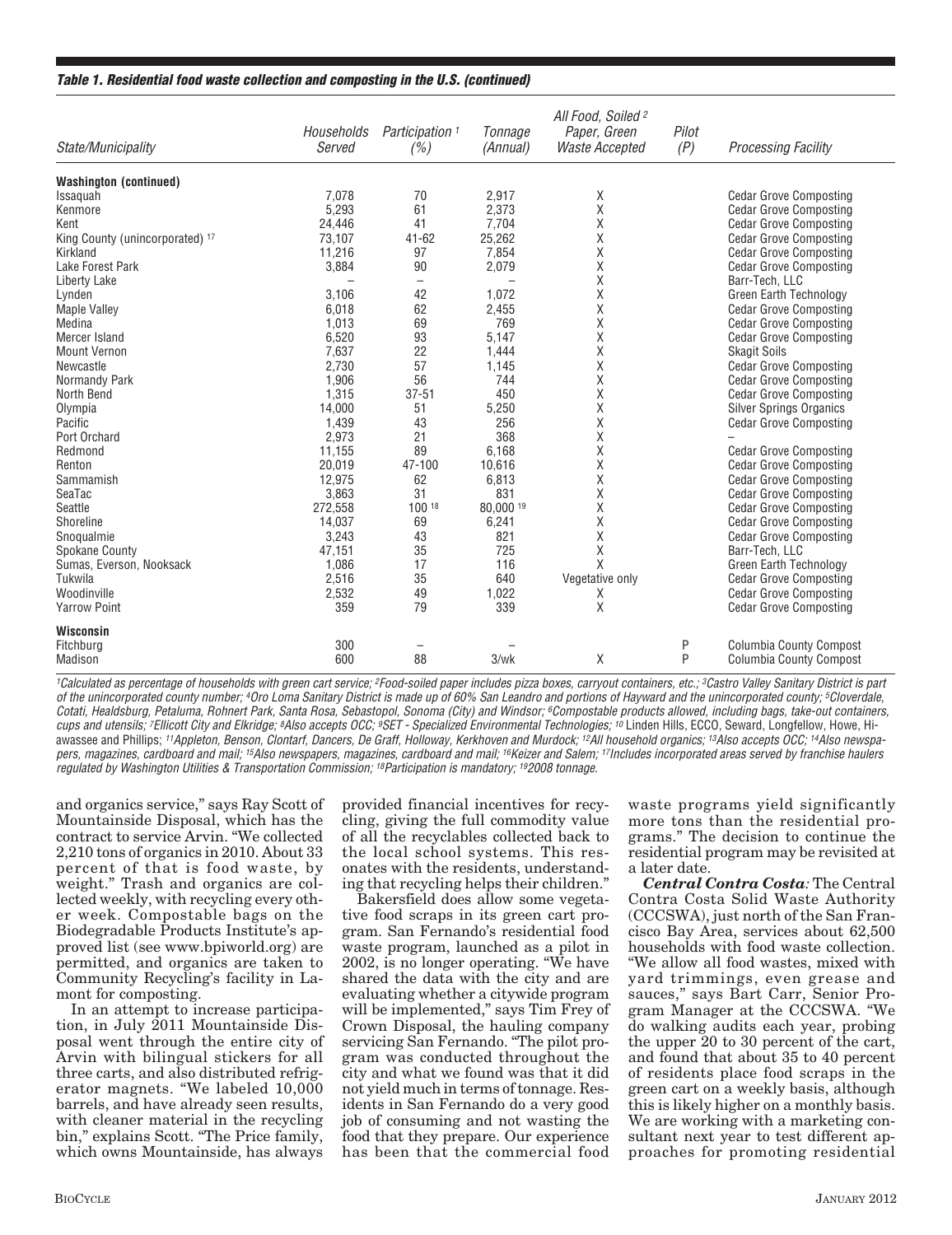*Table 1. Residential food waste collection and composting in the U.S. (continued)*

| State/Municipality | Households Served | Participation [1] (%) | Tonnage (Annual) | All Food, Soiled [2] Paper, Green Waste Accepted | Pilot (P) | Processing Facility |
|---|---|---|---|---|---|---|
| **Washington (continued)** | | | | | | |
| Issaquah | 7,078 | 70 | 2,917 | X | | Cedar Grove Composting |
| Kenmore | 5,293 | 61 | 2,373 | X | | Cedar Grove Composting |
| Kent | 24,446 | 41 | 7,704 | X | | Cedar Grove Composting |
| King County (unincorporated) [17] | 73,107 | 41-62 | 25,262 | X | | Cedar Grove Composting |
| Kirkland | 11,216 | 97 | 7,854 | X | | Cedar Grove Composting |
| Lake Forest Park | 3,884 | 90 | 2,079 | X | | Cedar Grove Composting |
| Liberty Lake | – | – | – | X | | Barr-Tech, LLC |
| Lynden | 3,106 | 42 | 1,072 | X | | Green Earth Technology |
| Maple Valley | 6,018 | 62 | 2,455 | X | | Cedar Grove Composting |
| Medina | 1,013 | 69 | 769 | X | | Cedar Grove Composting |
| Mercer Island | 6,520 | 93 | 5,147 | X | | Cedar Grove Composting |
| Mount Vernon | 7,637 | 22 | 1,444 | X | | Skagit Soils |
| Newcastle | 2,730 | 57 | 1,145 | X | | Cedar Grove Composting |
| Normandy Park | 1,906 | 56 | 744 | X | | Cedar Grove Composting |
| North Bend | 1,315 | 37-51 | 450 | X | | Cedar Grove Composting |
| Olympia | 14,000 | 51 | 5,250 | X | | Silver Springs Organics |
| Pacific | 1,439 | 43 | 256 | X | | Cedar Grove Composting |
| Port Orchard | 2,973 | 21 | 368 | X | | – |
| Redmond | 11,155 | 89 | 6,168 | X | | Cedar Grove Composting |
| Renton | 20,019 | 47-100 | 10,616 | X | | Cedar Grove Composting |
| Sammamish | 12,975 | 62 | 6,813 | X | | Cedar Grove Composting |
| SeaTac | 3,863 | 31 | 831 | X | | Cedar Grove Composting |
| Seattle | 272,558 | 100 [18] | 80,000 [19] | X | | Cedar Grove Composting |
| Shoreline | 14,037 | 69 | 6,241 | X | | Cedar Grove Composting |
| Snoqualmie | 3,243 | 43 | 821 | X | | Cedar Grove Composting |
| Spokane County | 47,151 | 35 | 725 | X | | Barr-Tech, LLC |
| Sumas, Everson, Nooksack | 1,086 | 17 | 116 | X | | Green Earth Technology |
| Tukwila | 2,516 | 35 | 640 | Vegetative only | | Cedar Grove Composting |
| Woodinville | 2,532 | 49 | 1,022 | X | | Cedar Grove Composting |
| Yarrow Point | 359 | 79 | 339 | X | | Cedar Grove Composting |
| **Wisconsin** | | | | | | |
| Fitchburg | 300 | – | – | | P | Columbia County Compost |
| Madison | 600 | 88 | 3/wk | X | P | Columbia County Compost |

[1]Calculated as percentage of households with green cart service; [2]Food-soiled paper includes pizza boxes, carryout containers, etc.; [3]Castro Valley Sanitary District is part of the unincorporated county number; [4]Oro Loma Sanitary District is made up of 60% San Leandro and portions of Hayward and the unincorporated county; [5]Cloverdale, Cotati, Healdsburg, Petaluma, Rohnert Park, Santa Rosa, Sebastopol, Sonoma (City) and Windsor; [6]Compostable products allowed, including bags, take-out containers, cups and utensils; [7]Ellicott City and Elkridge; [8]Also accepts OCC; [9]SET - Specialized Environmental Technologies; [10] Linden Hills, ECCO, Seward, Longfellow, Howe, Hiawassee and Phillips; [11]Appleton, Benson, Clontarf, Dancers, De Graff, Holloway, Kerkhoven and Murdock; [12]All household organics; [13]Also accepts OCC; [14]Also newspapers, magazines, cardboard and mail; [15]Also newspapers, magazines, cardboard and mail; [16]Keizer and Salem; [17]Includes incorporated areas served by franchise haulers regulated by Washington Utilities & Transportation Commission; [18]Participation is mandatory; [19]2008 tonnage.

and organics service," says Ray Scott of Mountainside Disposal, which has the contract to service Arvin. "We collected 2,210 tons of organics in 2010. About 33 percent of that is food waste, by weight." Trash and organics are collected weekly, with recycling every other week. Compostable bags on the Biodegradable Products Institute's approved list (see www.bpiworld.org) are permitted, and organics are taken to Community Recycling's facility in Lamont for composting.

In an attempt to increase participation, in July 2011 Mountainside Disposal went through the entire city of Arvin with bilingual stickers for all three carts, and also distributed refrigerator magnets. "We labeled 10,000 barrels, and have already seen results, with cleaner material in the recycling bin," explains Scott. "The Price family, which owns Mountainside, has always provided financial incentives for recycling, giving the full commodity value of all the recyclables collected back to the local school systems. This resonates with the residents, understanding that recycling helps their children."

Bakersfield does allow some vegetative food scraps in its green cart program. San Fernando's residential food waste program, launched as a pilot in 2002, is no longer operating. "We have shared the data with the city and are evaluating whether a citywide program will be implemented," says Tim Frey of Crown Disposal, the hauling company servicing San Fernando. "The pilot program was conducted throughout the city and what we found was that it did not yield much in terms of tonnage. Residents in San Fernando do a very good job of consuming and not wasting the food that they prepare. Our experience has been that the commercial food waste programs yield significantly more tons than the residential programs." The decision to continue the residential program may be revisited at a later date.

***Central Contra Costa:*** The Central Contra Costa Solid Waste Authority (CCCSWA), just north of the San Francisco Bay Area, services about 62,500 households with food waste collection. "We allow all food wastes, mixed with yard trimmings, even grease and sauces," says Bart Carr, Senior Program Manager at the CCCSWA. "We do walking audits each year, probing the upper 20 to 30 percent of the cart, and found that about 35 to 40 percent of residents place food scraps in the green cart on a weekly basis, although this is likely higher on a monthly basis. We are working with a marketing consultant next year to test different approaches for promoting residential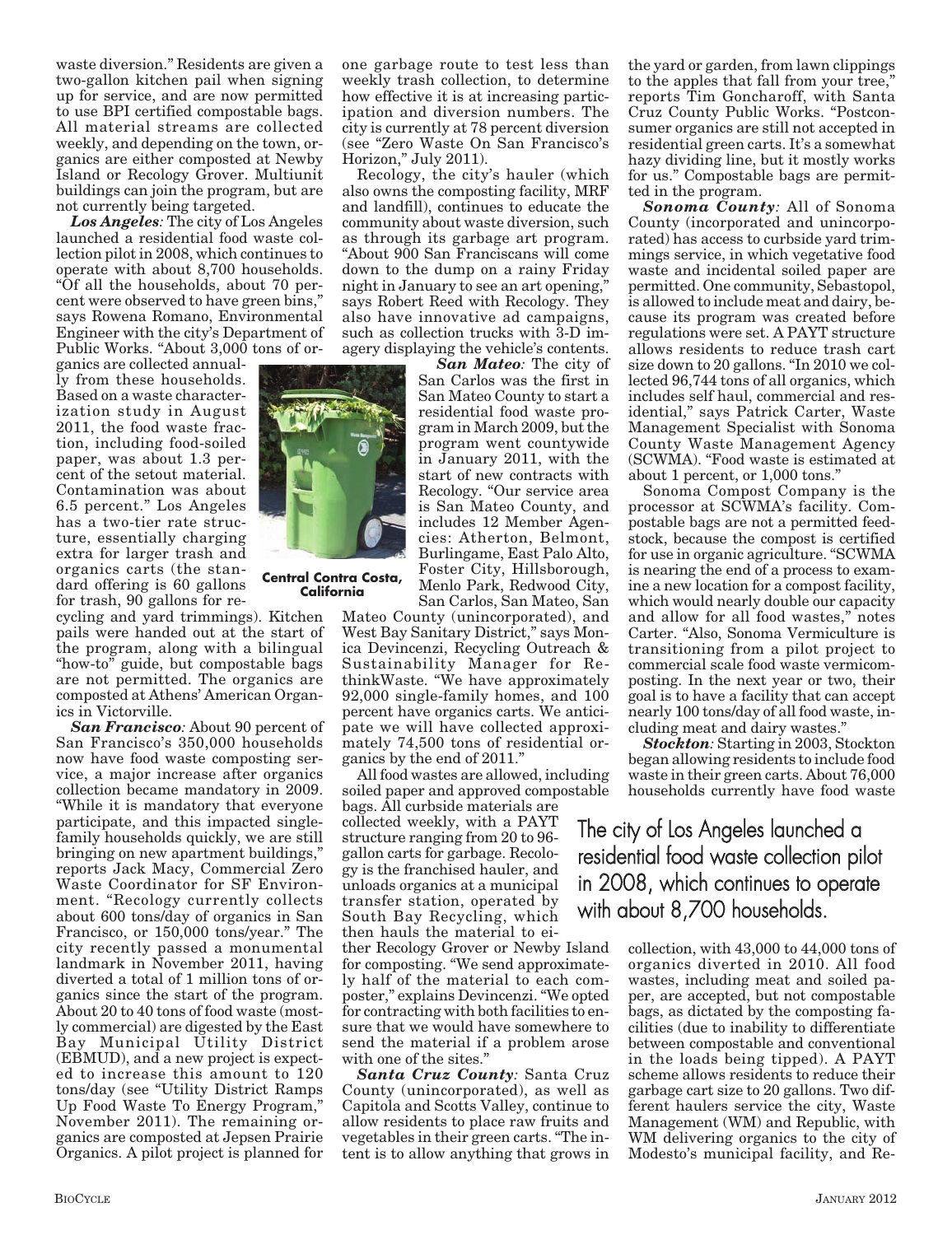waste diversion." Residents are given a two-gallon kitchen pail when signing up for service, and are now permitted to use BPI certified compostable bags. All material streams are collected weekly, and depending on the town, organics are either composted at Newby Island or Recology Grover. Multiunit buildings can join the program, but are not currently being targeted.

***Los Angeles:*** The city of Los Angeles launched a residential food waste collection pilot in 2008, which continues to operate with about 8,700 households. "Of all the households, about 70 percent were observed to have green bins," says Rowena Romano, Environmental Engineer with the city's Department of Public Works. "About 3,000 tons of organics are collected annually from these households. Based on a waste characterization study in August 2011, the food waste fraction, including food-soiled paper, was about 1.3 percent of the setout material. Contamination was about 6.5 percent." Los Angeles has a two-tier rate structure, essentially charging extra for larger trash and organics carts (the standard offering is 60 gallons for trash, 90 gallons for recycling and yard trimmings). Kitchen pails were handed out at the start of the program, along with a bilingual "how-to" guide, but compostable bags are not permitted. The organics are composted at Athens' American Organics in Victorville.

Central Contra Costa, California

***San Francisco:*** About 90 percent of San Francisco's 350,000 households now have food waste composting service, a major increase after organics collection became mandatory in 2009. "While it is mandatory that everyone participate, and this impacted single-family households quickly, we are still bringing on new apartment buildings," reports Jack Macy, Commercial Zero Waste Coordinator for SF Environment. "Recology currently collects about 600 tons/day of organics in San Francisco, or 150,000 tons/year." The city recently passed a monumental landmark in November 2011, having diverted a total of 1 million tons of organics since the start of the program. About 20 to 40 tons of food waste (mostly commercial) are digested by the East Bay Municipal Utility District (EBMUD), and a new project is expected to increase this amount to 120 tons/day (see "Utility District Ramps Up Food Waste To Energy Program," November 2011). The remaining organics are composted at Jepsen Prairie Organics. A pilot project is planned for one garbage route to test less than weekly trash collection, to determine how effective it is at increasing participation and diversion numbers. The city is currently at 78 percent diversion (see "Zero Waste On San Francisco's Horizon," July 2011).

Recology, the city's hauler (which also owns the composting facility, MRF and landfill), continues to educate the community about waste diversion, such as through its garbage art program. "About 900 San Franciscans will come down to the dump on a rainy Friday night in January to see an art opening," says Robert Reed with Recology. They also have innovative ad campaigns, such as collection trucks with 3-D imagery displaying the vehicle's contents.

***San Mateo:*** The city of San Carlos was the first in San Mateo County to start a residential food waste program in March 2009, but the program went countywide in January 2011, with the start of new contracts with Recology. "Our service area is San Mateo County, and includes 12 Member Agencies: Atherton, Belmont, Burlingame, East Palo Alto, Foster City, Hillsborough, Menlo Park, Redwood City, San Carlos, San Mateo, San Mateo County (unincorporated), and West Bay Sanitary District," says Monica Devincenzi, Recycling Outreach & Sustainability Manager for RethinkWaste. "We have approximately 92,000 single-family homes, and 100 percent have organics carts. We anticipate we will have collected approximately 74,500 tons of residential organics by the end of 2011."

All food wastes are allowed, including soiled paper and approved compostable bags. All curbside materials are collected weekly, with a PAYT structure ranging from 20 to 96-gallon carts for garbage. Recology is the franchised hauler, and unloads organics at a municipal transfer station, operated by South Bay Recycling, which then hauls the material to either Recology Grover or Newby Island for composting. "We send approximately half of the material to each composter," explains Devincenzi. "We opted for contracting with both facilities to ensure that we would have somewhere to send the material if a problem arose with one of the sites."

***Santa Cruz County:*** Santa Cruz County (unincorporated), as well as Capitola and Scotts Valley, continue to allow residents to place raw fruits and vegetables in their green carts. "The intent is to allow anything that grows in the yard or garden, from lawn clippings to the apples that fall from your tree," reports Tim Goncharoff, with Santa Cruz County Public Works. "Postconsumer organics are still not accepted in residential green carts. It's a somewhat hazy dividing line, but it mostly works for us." Compostable bags are permitted in the program.

***Sonoma County:*** All of Sonoma County (incorporated and unincorporated) has access to curbside yard trimmings service, in which vegetative food waste and incidental soiled paper are permitted. One community, Sebastopol, is allowed to include meat and dairy, because its program was created before regulations were set. A PAYT structure allows residents to reduce trash cart size down to 20 gallons. "In 2010 we collected 96,744 tons of all organics, which includes self haul, commercial and residential," says Patrick Carter, Waste Management Specialist with Sonoma County Waste Management Agency (SCWMA). "Food waste is estimated at about 1 percent, or 1,000 tons."

Sonoma Compost Company is the processor at SCWMA's facility. Compostable bags are not a permitted feedstock, because the compost is certified for use in organic agriculture. "SCWMA is nearing the end of a process to examine a new location for a compost facility, which would nearly double our capacity and allow for all food wastes," notes Carter. "Also, Sonoma Vermiculture is transitioning from a pilot project to commercial scale food waste vermicomposting. In the next year or two, their goal is to have a facility that can accept nearly 100 tons/day of all food waste, including meat and dairy wastes."

***Stockton:*** Starting in 2003, Stockton began allowing residents to include food waste in their green carts. About 76,000 households currently have food waste collection, with 43,000 to 44,000 tons of organics diverted in 2010. All food wastes, including meat and soiled paper, are accepted, but not compostable bags, as dictated by the composting facilities (due to inability to differentiate between compostable and conventional in the loads being tipped). A PAYT scheme allows residents to reduce their garbage cart size to 20 gallons. Two different haulers service the city, Waste Management (WM) and Republic, with WM delivering organics to the city of Modesto's municipal facility, and Re-

> The city of Los Angeles launched a residential food waste collection pilot in 2008, which continues to operate with about 8,700 households.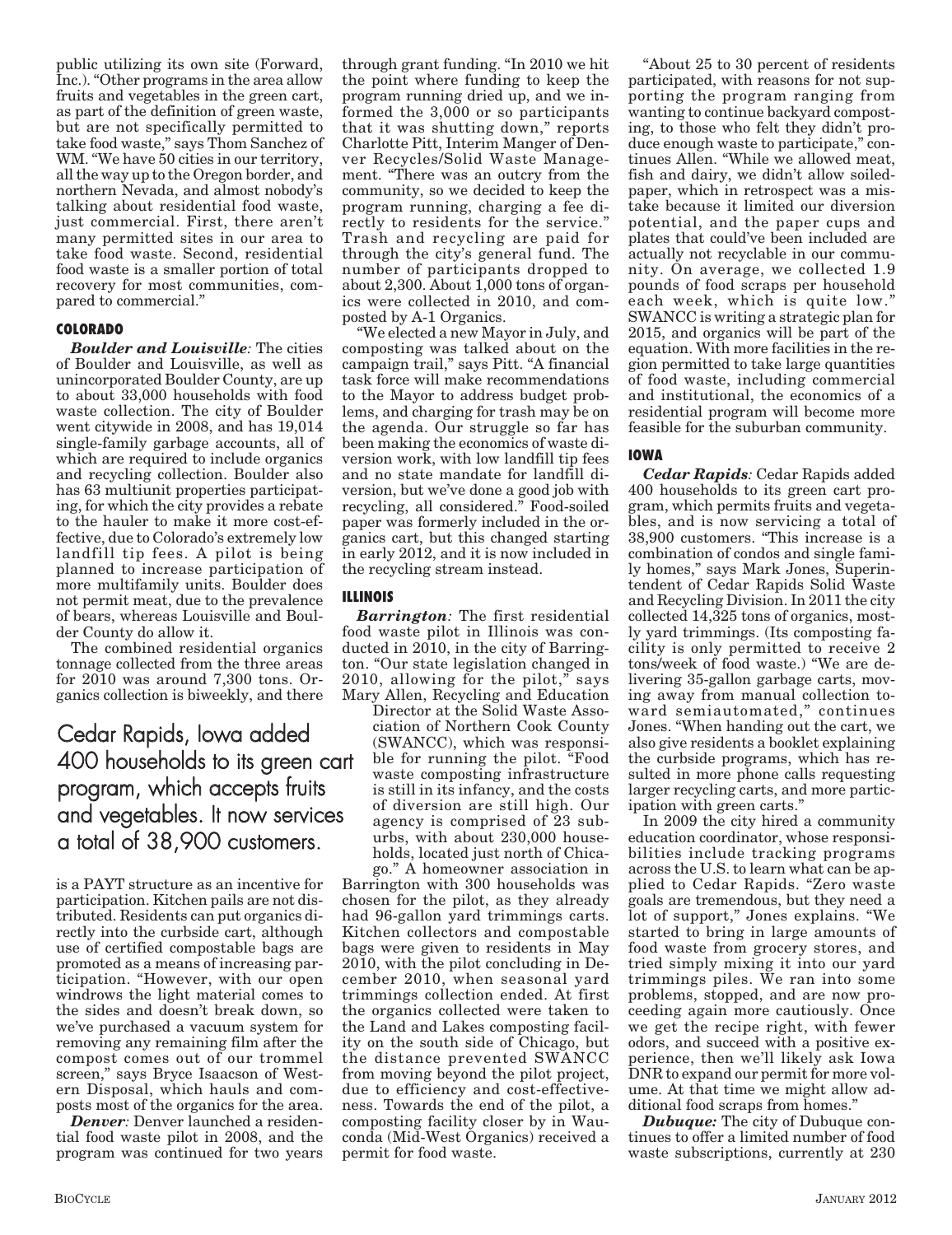public utilizing its own site (Forward, Inc.). "Other programs in the area allow fruits and vegetables in the green cart, as part of the definition of green waste, but are not specifically permitted to take food waste," says Thom Sanchez of WM. "We have 50 cities in our territory, all the way up to the Oregon border, and northern Nevada, and almost nobody's talking about residential food waste, just commercial. First, there aren't many permitted sites in our area to take food waste. Second, residential food waste is a smaller portion of total recovery for most communities, compared to commercial."

## COLORADO

***Boulder and Louisville:*** The cities of Boulder and Louisville, as well as unincorporated Boulder County, are up to about 33,000 households with food waste collection. The city of Boulder went citywide in 2008, and has 19,014 single-family garbage accounts, all of which are required to include organics and recycling collection. Boulder also has 63 multiunit properties participating, for which the city provides a rebate to the hauler to make it more cost-effective, due to Colorado's extremely low landfill tip fees. A pilot is being planned to increase participation of more multifamily units. Boulder does not permit meat, due to the prevalence of bears, whereas Louisville and Boulder County do allow it.

The combined residential organics tonnage collected from the three areas for 2010 was around 7,300 tons. Organics collection is biweekly, and there is a PAYT structure as an incentive for participation. Kitchen pails are not distributed. Residents can put organics directly into the curbside cart, although use of certified compostable bags are promoted as a means of increasing participation. "However, with our open windrows the light material comes to the sides and doesn't break down, so we've purchased a vacuum system for removing any remaining film after the compost comes out of our trommel screen," says Bryce Isaacson of Western Disposal, which hauls and composts most of the organics for the area.

> Cedar Rapids, Iowa added 400 households to its green cart program, which accepts fruits and vegetables. It now services a total of 38,900 customers.

***Denver:*** Denver launched a residential food waste pilot in 2008, and the program was continued for two years through grant funding. "In 2010 we hit the point where funding to keep the program running dried up, and we informed the 3,000 or so participants that it was shutting down," reports Charlotte Pitt, Interim Manger of Denver Recycles/Solid Waste Management. "There was an outcry from the community, so we decided to keep the program running, charging a fee directly to residents for the service." Trash and recycling are paid for through the city's general fund. The number of participants dropped to about 2,300. About 1,000 tons of organics were collected in 2010, and composted by A-1 Organics.

"We elected a new Mayor in July, and composting was talked about on the campaign trail," says Pitt. "A financial task force will make recommendations to the Mayor to address budget problems, and charging for trash may be on the agenda. Our struggle so far has been making the economics of waste diversion work, with low landfill tip fees and no state mandate for landfill diversion, but we've done a good job with recycling, all considered." Food-soiled paper was formerly included in the organics cart, but this changed starting in early 2012, and it is now included in the recycling stream instead.

## ILLINOIS

***Barrington:*** The first residential food waste pilot in Illinois was conducted in 2010, in the city of Barrington. "Our state legislation changed in 2010, allowing for the pilot," says Mary Allen, Recycling and Education Director at the Solid Waste Association of Northern Cook County (SWANCC), which was responsible for running the pilot. "Food waste composting infrastructure is still in its infancy, and the costs of diversion are still high. Our agency is comprised of 23 suburbs, with about 230,000 households, located just north of Chicago." A homeowner association in Barrington with 300 households was chosen for the pilot, as they already had 96-gallon yard trimmings carts. Kitchen collectors and compostable bags were given to residents in May 2010, with the pilot concluding in December 2010, when seasonal yard trimmings collection ended. At first the organics collected were taken to the Land and Lakes composting facility on the south side of Chicago, but the distance prevented SWANCC from moving beyond the pilot project, due to efficiency and cost-effectiveness. Towards the end of the pilot, a composting facility closer by in Wauconda (Mid-West Organics) received a permit for food waste.

"About 25 to 30 percent of residents participated, with reasons for not supporting the program ranging from wanting to continue backyard composting, to those who felt they didn't produce enough waste to participate," continues Allen. "While we allowed meat, fish and dairy, we didn't allow soiled-paper, which in retrospect was a mistake because it limited our diversion potential, and the paper cups and plates that could've been included are actually not recyclable in our community. On average, we collected 1.9 pounds of food scraps per household each week, which is quite low." SWANCC is writing a strategic plan for 2015, and organics will be part of the equation. With more facilities in the region permitted to take large quantities of food waste, including commercial and institutional, the economics of a residential program will become more feasible for the suburban community.

## IOWA

***Cedar Rapids:*** Cedar Rapids added 400 households to its green cart program, which permits fruits and vegetables, and is now servicing a total of 38,900 customers. "This increase is a combination of condos and single family homes," says Mark Jones, Superintendent of Cedar Rapids Solid Waste and Recycling Division. In 2011 the city collected 14,325 tons of organics, mostly yard trimmings. (Its composting facility is only permitted to receive 2 tons/week of food waste.) "We are delivering 35-gallon garbage carts, moving away from manual collection toward semiautomated," continues Jones. "When handing out the cart, we also give residents a booklet explaining the curbside programs, which has resulted in more phone calls requesting larger recycling carts, and more participation with green carts."

In 2009 the city hired a community education coordinator, whose responsibilities include tracking programs across the U.S. to learn what can be applied to Cedar Rapids. "Zero waste goals are tremendous, but they need a lot of support," Jones explains. "We started to bring in large amounts of food waste from grocery stores, and tried simply mixing it into our yard trimmings piles. We ran into some problems, stopped, and are now proceeding again more cautiously. Once we get the recipe right, with fewer odors, and succeed with a positive experience, then we'll likely ask Iowa DNR to expand our permit for more volume. At that time we might allow additional food scraps from homes."

***Dubuque:*** The city of Dubuque continues to offer a limited number of food waste subscriptions, currently at 230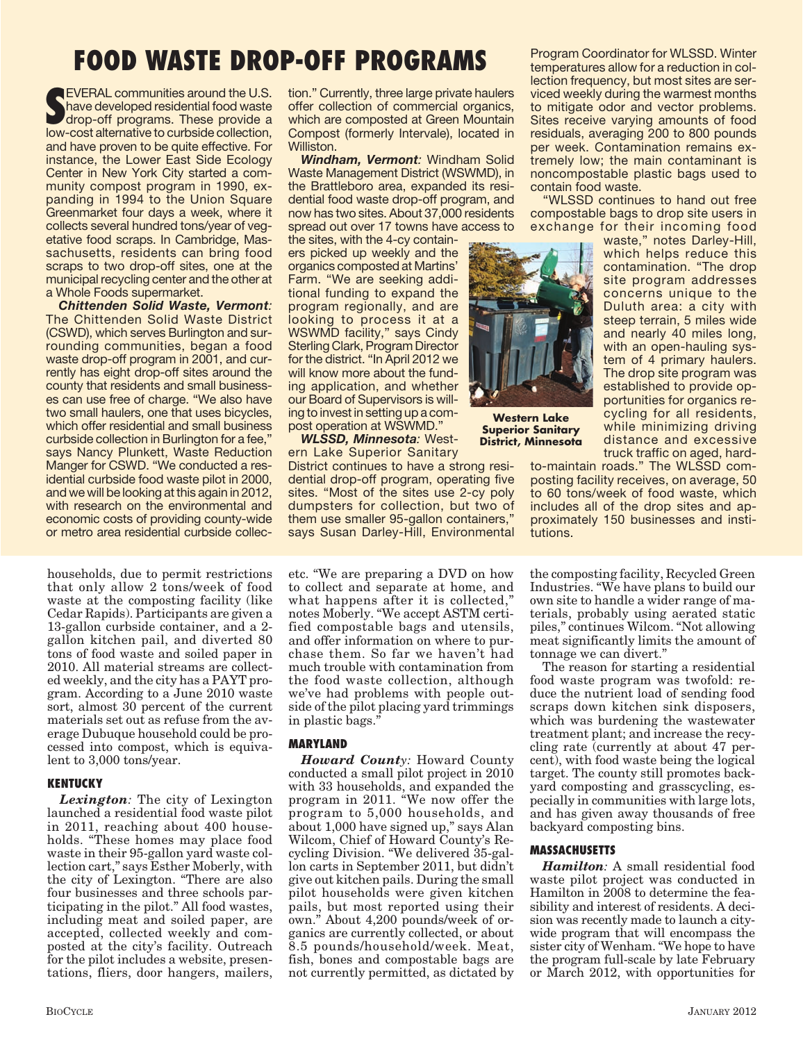# FOOD WASTE DROP-OFF PROGRAMS

SEVERAL communities around the U.S. have developed residential food waste drop-off programs. These provide a low-cost alternative to curbside collection, and have proven to be quite effective. For instance, the Lower East Side Ecology Center in New York City started a community compost program in 1990, expanding in 1994 to the Union Square Greenmarket four days a week, where it collects several hundred tons/year of vegetative food scraps. In Cambridge, Massachusetts, residents can bring food scraps to two drop-off sites, one at the municipal recycling center and the other at a Whole Foods supermarket.

***Chittenden Solid Waste, Vermont:*** The Chittenden Solid Waste District (CSWD), which serves Burlington and surrounding communities, began a food waste drop-off program in 2001, and currently has eight drop-off sites around the county that residents and small businesses can use free of charge. "We also have two small haulers, one that uses bicycles, which offer residential and small business curbside collection in Burlington for a fee," says Nancy Plunkett, Waste Reduction Manger for CSWD. "We conducted a residential curbside food waste pilot in 2000, and we will be looking at this again in 2012, with research on the environmental and economic costs of providing county-wide or metro area residential curbside collection." Currently, three large private haulers offer collection of commercial organics, which are composted at Green Mountain Compost (formerly Intervale), located in Williston.

***Windham, Vermont:*** Windham Solid Waste Management District (WSWMD), in the Brattleboro area, expanded its residential food waste drop-off program, and now has two sites. About 37,000 residents spread out over 17 towns have access to the sites, with the 4-cy containers picked up weekly and the organics composted at Martins' Farm. "We are seeking additional funding to expand the program regionally, and are looking to process it at a WSWMD facility," says Cindy Sterling Clark, Program Director for the district. "In April 2012 we will know more about the funding application, and whether our Board of Supervisors is willing to invest in setting up a compost operation at WSWMD."

***WLSSD, Minnesota:*** Western Lake Superior Sanitary District continues to have a strong residential drop-off program, operating five sites. "Most of the sites use 2-cy poly dumpsters for collection, but two of them use smaller 95-gallon containers," says Susan Darley-Hill, Environmental Program Coordinator for WLSSD. Winter temperatures allow for a reduction in collection frequency, but most sites are serviced weekly during the warmest months to mitigate odor and vector problems. Sites receive varying amounts of food residuals, averaging 200 to 800 pounds per week. Contamination remains extremely low; the main contaminant is noncompostable plastic bags used to contain food waste.

"WLSSD continues to hand out free compostable bags to drop site users in exchange for their incoming food waste," notes Darley-Hill, which helps reduce this contamination. "The drop site program addresses concerns unique to the Duluth area: a city with steep terrain, 5 miles wide and nearly 40 miles long, with an open-hauling system of 4 primary haulers. The drop site program was established to provide opportunities for organics recycling for all residents, while minimizing driving distance and excessive truck traffic on aged, hard-to-maintain roads." The WLSSD composting facility receives, on average, 50 to 60 tons/week of food waste, which includes all of the drop sites and approximately 150 businesses and institutions.

**Western Lake Superior Sanitary District, Minnesota**

households, due to permit restrictions that only allow 2 tons/week of food waste at the composting facility (like Cedar Rapids). Participants are given a 13-gallon curbside container, and a 2-gallon kitchen pail, and diverted 80 tons of food waste and soiled paper in 2010. All material streams are collected weekly, and the city has a PAYT program. According to a June 2010 waste sort, almost 30 percent of the current materials set out as refuse from the average Dubuque household could be processed into compost, which is equivalent to 3,000 tons/year.

### KENTUCKY

***Lexington:*** The city of Lexington launched a residential food waste pilot in 2011, reaching about 400 households. "These homes may place food waste in their 95-gallon yard waste collection cart," says Esther Moberly, with the city of Lexington. "There are also four businesses and three schools participating in the pilot." All food wastes, including meat and soiled paper, are accepted, collected weekly and composted at the city's facility. Outreach for the pilot includes a website, presentations, fliers, door hangers, mailers, etc. "We are preparing a DVD on how to collect and separate at home, and what happens after it is collected," notes Moberly. "We accept ASTM certified compostable bags and utensils, and offer information on where to purchase them. So far we haven't had much trouble with contamination from the food waste collection, although we've had problems with people outside of the pilot placing yard trimmings in plastic bags."

### MARYLAND

***Howard County:*** Howard County conducted a small pilot project in 2010 with 33 households, and expanded the program in 2011. "We now offer the program to 5,000 households, and about 1,000 have signed up," says Alan Wilcom, Chief of Howard County's Recycling Division. "We delivered 35-gallon carts in September 2011, but didn't give out kitchen pails. During the small pilot households were given kitchen pails, but most reported using their own." About 4,200 pounds/week of organics are currently collected, or about 8.5 pounds/household/week. Meat, fish, bones and compostable bags are not currently permitted, as dictated by the composting facility, Recycled Green Industries. "We have plans to build our own site to handle a wider range of materials, probably using aerated static piles," continues Wilcom. "Not allowing meat significantly limits the amount of tonnage we can divert."

The reason for starting a residential food waste program was twofold: reduce the nutrient load of sending food scraps down kitchen sink disposers, which was burdening the wastewater treatment plant; and increase the recycling rate (currently at about 47 percent), with food waste being the logical target. The county still promotes backyard composting and grasscycling, especially in communities with large lots, and has given away thousands of free backyard composting bins.

### MASSACHUSETTS

***Hamilton:*** A small residential food waste pilot project was conducted in Hamilton in 2008 to determine the feasibility and interest of residents. A decision was recently made to launch a citywide program that will encompass the sister city of Wenham. "We hope to have the program full-scale by late February or March 2012, with opportunities for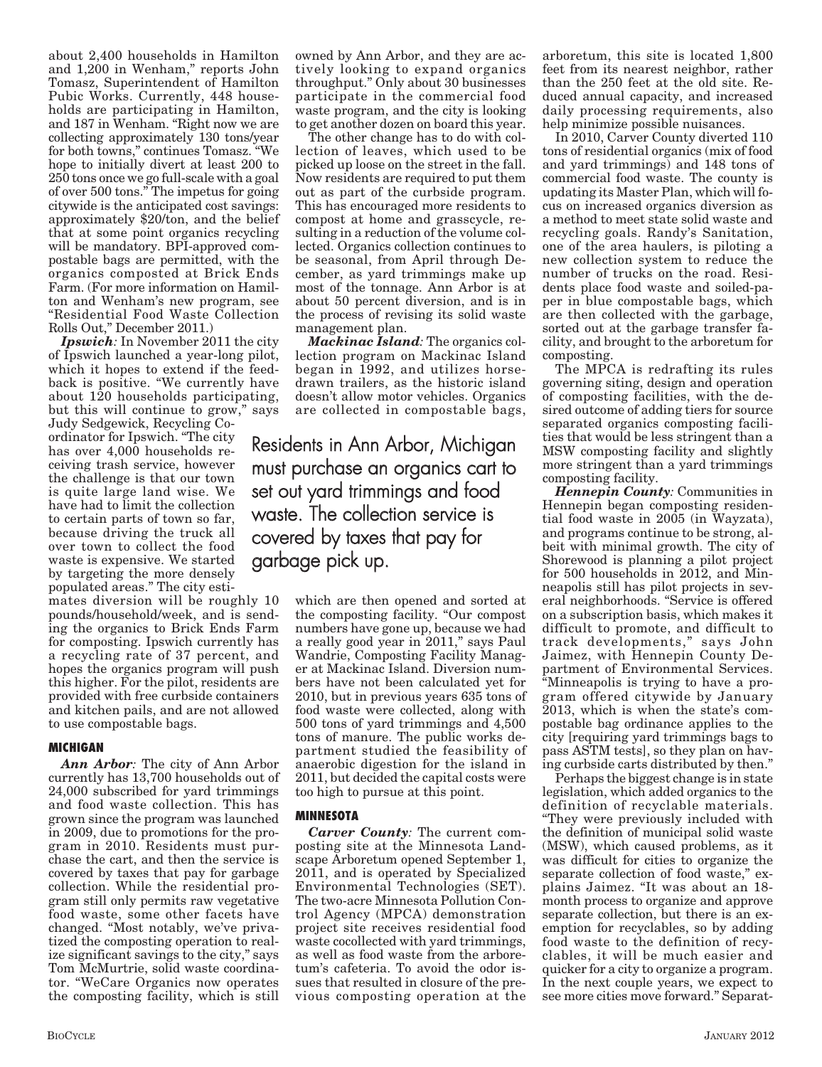about 2,400 households in Hamilton and 1,200 in Wenham," reports John Tomasz, Superintendent of Hamilton Pubic Works. Currently, 448 households are participating in Hamilton, and 187 in Wenham. "Right now we are collecting approximately 130 tons/year for both towns," continues Tomasz. "We hope to initially divert at least 200 to 250 tons once we go full-scale with a goal of over 500 tons." The impetus for going citywide is the anticipated cost savings: approximately $20/ton, and the belief that at some point organics recycling will be mandatory. BPI-approved compostable bags are permitted, with the organics composted at Brick Ends Farm. (For more information on Hamilton and Wenham's new program, see "Residential Food Waste Collection Rolls Out," December 2011.)

***Ipswich:*** In November 2011 the city of Ipswich launched a year-long pilot, which it hopes to extend if the feedback is positive. "We currently have about 120 households participating, but this will continue to grow," says Judy Sedgewick, Recycling Coordinator for Ipswich. "The city has over 4,000 households receiving trash service, however the challenge is that our town is quite large land wise. We have had to limit the collection to certain parts of town so far, because driving the truck all over town to collect the food waste is expensive. We started by targeting the more densely populated areas." The city estimates diversion will be roughly 10 pounds/household/week, and is sending the organics to Brick Ends Farm for composting. Ipswich currently has a recycling rate of 37 percent, and hopes the organics program will push this higher. For the pilot, residents are provided with free curbside containers and kitchen pails, and are not allowed to use compostable bags.

**MICHIGAN**

***Ann Arbor:*** The city of Ann Arbor currently has 13,700 households out of 24,000 subscribed for yard trimmings and food waste collection. This has grown since the program was launched in 2009, due to promotions for the program in 2010. Residents must purchase the cart, and then the service is covered by taxes that pay for garbage collection. While the residential program still only permits raw vegetative food waste, some other facets have changed. "Most notably, we've privatized the composting operation to realize significant savings to the city," says Tom McMurtrie, solid waste coordinator. "WeCare Organics now operates the composting facility, which is still owned by Ann Arbor, and they are actively looking to expand organics throughput." Only about 30 businesses participate in the commercial food waste program, and the city is looking to get another dozen on board this year.

The other change has to do with collection of leaves, which used to be picked up loose on the street in the fall. Now residents are required to put them out as part of the curbside program. This has encouraged more residents to compost at home and grasscycle, resulting in a reduction of the volume collected. Organics collection continues to be seasonal, from April through December, as yard trimmings make up most of the tonnage. Ann Arbor is at about 50 percent diversion, and is in the process of revising its solid waste management plan.

Residents in Ann Arbor, Michigan must purchase an organics cart to set out yard trimmings and food waste. The collection service is covered by taxes that pay for garbage pick up.

***Mackinac Island:*** The organics collection program on Mackinac Island began in 1992, and utilizes horse-drawn trailers, as the historic island doesn't allow motor vehicles. Organics are collected in compostable bags, which are then opened and sorted at the composting facility. "Our compost numbers have gone up, because we had a really good year in 2011," says Paul Wandrie, Composting Facility Manager at Mackinac Island. Diversion numbers have not been calculated yet for 2010, but in previous years 635 tons of food waste were collected, along with 500 tons of yard trimmings and 4,500 tons of manure. The public works department studied the feasibility of anaerobic digestion for the island in 2011, but decided the capital costs were too high to pursue at this point.

**MINNESOTA**

***Carver County:*** The current composting site at the Minnesota Landscape Arboretum opened September 1, 2011, and is operated by Specialized Environmental Technologies (SET). The two-acre Minnesota Pollution Control Agency (MPCA) demonstration project site receives residential food waste cocollected with yard trimmings, as well as food waste from the arboretum's cafeteria. To avoid the odor issues that resulted in closure of the previous composting operation at the arboretum, this site is located 1,800 feet from its nearest neighbor, rather than the 250 feet at the old site. Reduced annual capacity, and increased daily processing requirements, also help minimize possible nuisances.

In 2010, Carver County diverted 110 tons of residential organics (mix of food and yard trimmings) and 148 tons of commercial food waste. The county is updating its Master Plan, which will focus on increased organics diversion as a method to meet state solid waste and recycling goals. Randy's Sanitation, one of the area haulers, is piloting a new collection system to reduce the number of trucks on the road. Residents place food waste and soiled-paper in blue compostable bags, which are then collected with the garbage, sorted out at the garbage transfer facility, and brought to the arboretum for composting.

The MPCA is redrafting its rules governing siting, design and operation of composting facilities, with the desired outcome of adding tiers for source separated organics composting facilities that would be less stringent than a MSW composting facility and slightly more stringent than a yard trimmings composting facility.

***Hennepin County:*** Communities in Hennepin began composting residential food waste in 2005 (in Wayzata), and programs continue to be strong, albeit with minimal growth. The city of Shorewood is planning a pilot project for 500 households in 2012, and Minneapolis still has pilot projects in several neighborhoods. "Service is offered on a subscription basis, which makes it difficult to promote, and difficult to track developments," says John Jaimez, with Hennepin County Department of Environmental Services. "Minneapolis is trying to have a program offered citywide by January 2013, which is when the state's compostable bag ordinance applies to the city [requiring yard trimmings bags to pass ASTM tests], so they plan on having curbside carts distributed by then."

Perhaps the biggest change is in state legislation, which added organics to the definition of recyclable materials. "They were previously included with the definition of municipal solid waste (MSW), which caused problems, as it was difficult for cities to organize the separate collection of food waste," explains Jaimez. "It was about an 18-month process to organize and approve separate collection, but there is an exemption for recyclables, so by adding food waste to the definition of recyclables, it will be much easier and quicker for a city to organize a program. In the next couple years, we expect to see more cities move forward." Separat-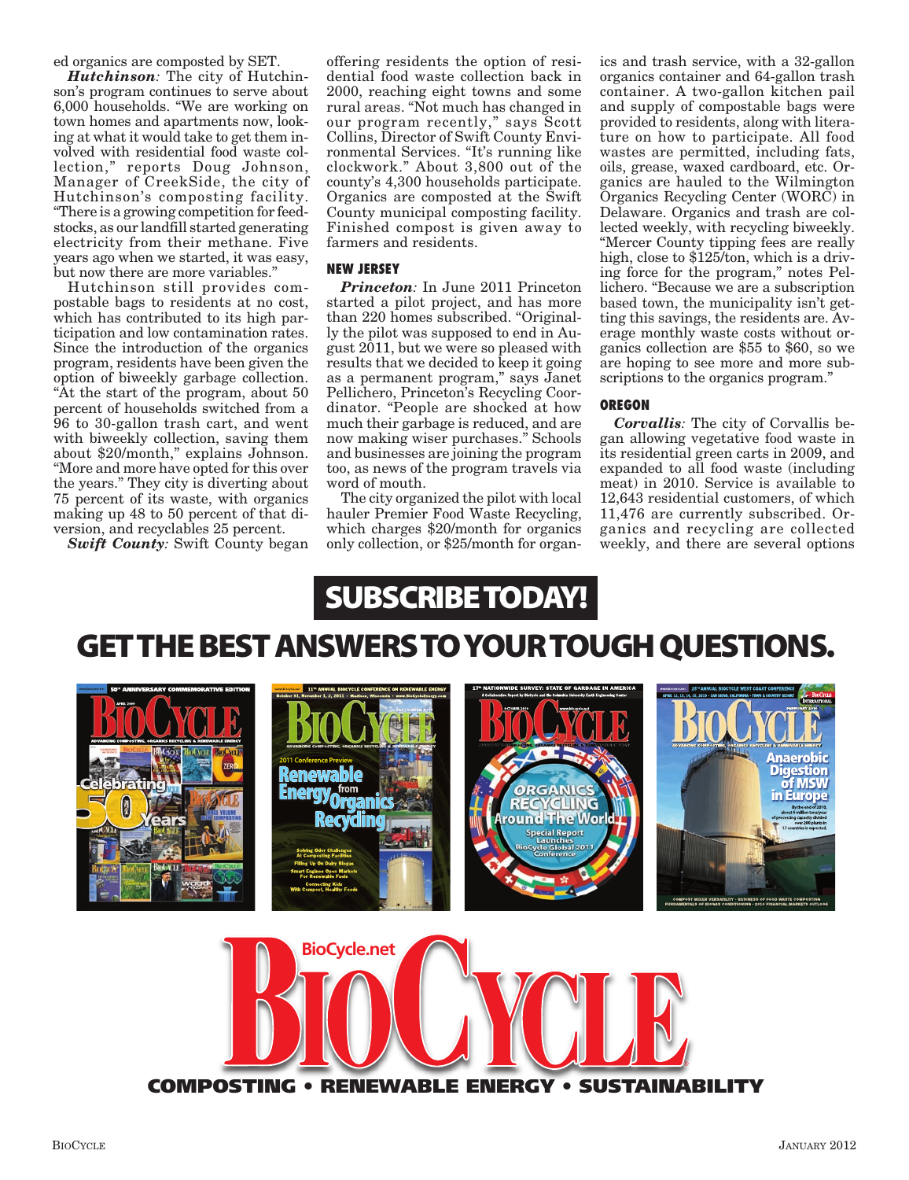ed organics are composted by SET.

***Hutchinson:*** The city of Hutchinson's program continues to serve about 6,000 households. "We are working on town homes and apartments now, looking at what it would take to get them involved with residential food waste collection," reports Doug Johnson, Manager of CreekSide, the city of Hutchinson's composting facility. "There is a growing competition for feedstocks, as our landfill started generating electricity from their methane. Five years ago when we started, it was easy, but now there are more variables."

Hutchinson still provides compostable bags to residents at no cost, which has contributed to its high participation and low contamination rates. Since the introduction of the organics program, residents have been given the option of biweekly garbage collection. "At the start of the program, about 50 percent of households switched from a 96 to 30-gallon trash cart, and went with biweekly collection, saving them about $20/month," explains Johnson. "More and more have opted for this over the years." They city is diverting about 75 percent of its waste, with organics making up 48 to 50 percent of that diversion, and recyclables 25 percent.

***Swift County:*** Swift County began offering residents the option of residential food waste collection back in 2000, reaching eight towns and some rural areas. "Not much has changed in our program recently," says Scott Collins, Director of Swift County Environmental Services. "It's running like clockwork." About 3,800 out of the county's 4,300 households participate. Organics are composted at the Swift County municipal composting facility. Finished compost is given away to farmers and residents.

### NEW JERSEY

***Princeton:*** In June 2011 Princeton started a pilot project, and has more than 220 homes subscribed. "Originally the pilot was supposed to end in August 2011, but we were so pleased with results that we decided to keep it going as a permanent program," says Janet Pellichero, Princeton's Recycling Coordinator. "People are shocked at how much their garbage is reduced, and are now making wiser purchases." Schools and businesses are joining the program too, as news of the program travels via word of mouth.

The city organized the pilot with local hauler Premier Food Waste Recycling, which charges $20/month for organics only collection, or $25/month for organics and trash service, with a 32-gallon organics container and 64-gallon trash container. A two-gallon kitchen pail and supply of compostable bags were provided to residents, along with literature on how to participate. All food wastes are permitted, including fats, oils, grease, waxed cardboard, etc. Organics are hauled to the Wilmington Organics Recycling Center (WORC) in Delaware. Organics and trash are collected weekly, with recycling biweekly. "Mercer County tipping fees are really high, close to $125/ton, which is a driving force for the program," notes Pellichero. "Because we are a subscription based town, the municipality isn't getting this savings, the residents are. Average monthly waste costs without organics collection are $55 to $60, so we are hoping to see more and more subscriptions to the organics program."

### OREGON

***Corvallis:*** The city of Corvallis began allowing vegetative food waste in its residential green carts in 2009, and expanded to all food waste (including meat) in 2010. Service is available to 12,643 residential customers, of which 11,476 are currently subscribed. Organics and recycling are collected weekly, and there are several options

**SUBSCRIBE TODAY!**

**GET THE BEST ANSWERS TO YOUR TOUGH QUESTIONS.**

BioCycle.net

BIOCYCLE

COMPOSTING • RENEWABLE ENERGY • SUSTAINABILITY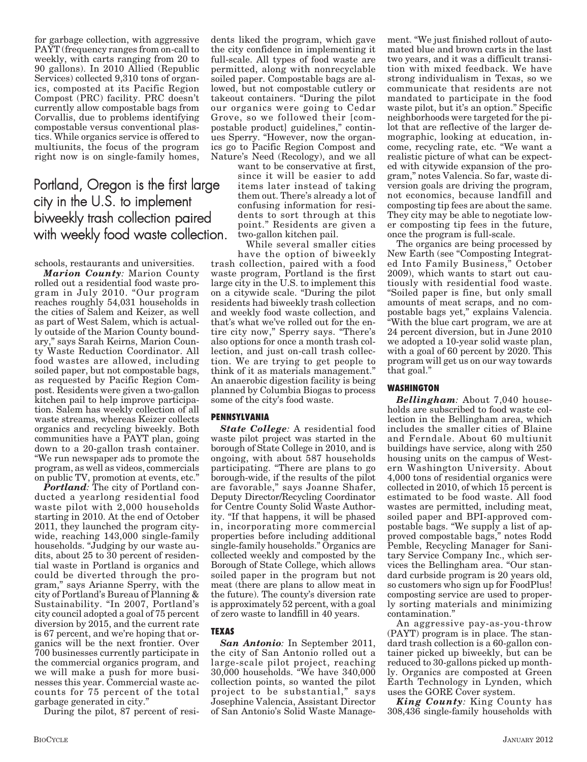for garbage collection, with aggressive PAYT (frequency ranges from on-call to weekly, with carts ranging from 20 to 90 gallons). In 2010 Allied (Republic Services) collected 9,310 tons of organics, composted at its Pacific Region Compost (PRC) facility. PRC doesn't currently allow compostable bags from Corvallis, due to problems identifying compostable versus conventional plastics. While organics service is offered to multiunits, the focus of the program right now is on single-family homes, schools, restaurants and universities.

***Marion County:*** Marion County rolled out a residential food waste program in July 2010. "Our program reaches roughly 54,031 households in the cities of Salem and Keizer, as well as part of West Salem, which is actually outside of the Marion County boundary," says Sarah Keirns, Marion County Waste Reduction Coordinator. All food wastes are allowed, including soiled paper, but not compostable bags, as requested by Pacific Region Compost. Residents were given a two-gallon kitchen pail to help improve participation. Salem has weekly collection of all waste streams, whereas Keizer collects organics and recycling biweekly. Both communities have a PAYT plan, going down to a 20-gallon trash container. "We run newspaper ads to promote the program, as well as videos, commercials on public TV, promotion at events, etc."

***Portland:*** The city of Portland conducted a yearlong residential food waste pilot with 2,000 households starting in 2010. At the end of October 2011, they launched the program citywide, reaching 143,000 single-family households. "Judging by our waste audits, about 25 to 30 percent of residential waste in Portland is organics and could be diverted through the program," says Arianne Sperry, with the city of Portland's Bureau of Planning & Sustainability. "In 2007, Portland's city council adopted a goal of 75 percent diversion by 2015, and the current rate is 67 percent, and we're hoping that organics will be the next frontier. Over 700 businesses currently participate in the commercial organics program, and we will make a push for more businesses this year. Commercial waste accounts for 75 percent of the total garbage generated in city."

During the pilot, 87 percent of residents liked the program, which gave the city confidence in implementing it full-scale. All types of food waste are permitted, along with nonrecyclable soiled paper. Compostable bags are allowed, but not compostable cutlery or takeout containers. "During the pilot our organics were going to Cedar Grove, so we followed their [compostable product] guidelines," continues Sperry. "However, now the organics go to Pacific Region Compost and Nature's Need (Recology), and we all want to be conservative at first, since it will be easier to add items later instead of taking them out. There's already a lot of confusing information for residents to sort through at this point." Residents are given a two-gallon kitchen pail.

> Portland, Oregon is the first large city in the U.S. to implement biweekly trash collection paired with weekly food waste collection.

While several smaller cities have the option of biweekly trash collection, paired with a food waste program, Portland is the first large city in the U.S. to implement this on a citywide scale. "During the pilot residents had biweekly trash collection and weekly food waste collection, and that's what we've rolled out for the entire city now," Sperry says. "There's also options for once a month trash collection, and just on-call trash collection. We are trying to get people to think of it as materials management." An anaerobic digestion facility is being planned by Columbia Biogas to process some of the city's food waste.

#### PENNSYLVANIA

***State College:*** A residential food waste pilot project was started in the borough of State College in 2010, and is ongoing, with about 587 households participating. "There are plans to go borough-wide, if the results of the pilot are favorable," says Joanne Shafer, Deputy Director/Recycling Coordinator for Centre County Solid Waste Authority. "If that happens, it will be phased in, incorporating more commercial properties before including additional single-family households." Organics are collected weekly and composted by the Borough of State College, which allows soiled paper in the program but not meat (there are plans to allow meat in the future). The county's diversion rate is approximately 52 percent, with a goal of zero waste to landfill in 40 years.

#### TEXAS

***San Antonio:*** In September 2011, the city of San Antonio rolled out a large-scale pilot project, reaching 30,000 households. "We have 340,000 collection points, so wanted the pilot project to be substantial," says Josephine Valencia, Assistant Director of San Antonio's Solid Waste Management. "We just finished rollout of automated blue and brown carts in the last two years, and it was a difficult transition with mixed feedback. We have strong individualism in Texas, so we communicate that residents are not mandated to participate in the food waste pilot, but it's an option." Specific neighborhoods were targeted for the pilot that are reflective of the larger demographic, looking at education, income, recycling rate, etc. "We want a realistic picture of what can be expected with citywide expansion of the program," notes Valencia. So far, waste diversion goals are driving the program, not economics, because landfill and composting tip fees are about the same. They city may be able to negotiate lower composting tip fees in the future, once the program is full-scale.

The organics are being processed by New Earth (see "Composting Integrated Into Family Business," October 2009), which wants to start out cautiously with residential food waste. "Soiled paper is fine, but only small amounts of meat scraps, and no compostable bags yet," explains Valencia. "With the blue cart program, we are at 24 percent diversion, but in June 2010 we adopted a 10-year solid waste plan, with a goal of 60 percent by 2020. This program will get us on our way towards that goal."

#### WASHINGTON

***Bellingham:*** About 7,040 households are subscribed to food waste collection in the Bellingham area, which includes the smaller cities of Blaine and Ferndale. About 60 multiunit buildings have service, along with 250 housing units on the campus of Western Washington University. About 4,000 tons of residential organics were collected in 2010, of which 15 percent is estimated to be food waste. All food wastes are permitted, including meat, soiled paper and BPI-approved compostable bags. "We supply a list of approved compostable bags," notes Rodd Pemble, Recycling Manager for Sanitary Service Company Inc., which services the Bellingham area. "Our standard curbside program is 20 years old, so customers who sign up for FoodPlus! composting service are used to properly sorting materials and minimizing contamination."

An aggressive pay-as-you-throw (PAYT) program is in place. The standard trash collection is a 60-gallon container picked up biweekly, but can be reduced to 30-gallons picked up monthly. Organics are composted at Green Earth Technology in Lynden, which uses the GORE Cover system.

***King County:*** King County has 308,436 single-family households with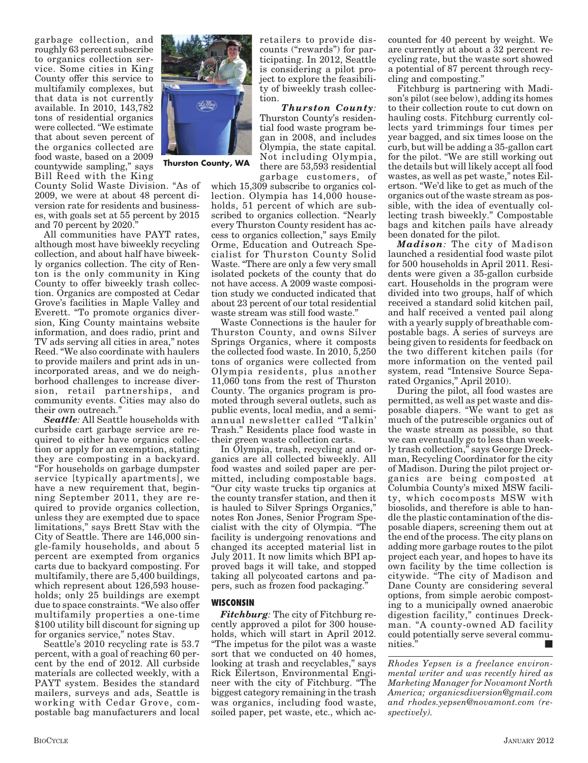garbage collection, and roughly 63 percent subscribe to organics collection service. Some cities in King County offer this service to multifamily complexes, but that data is not currently available. In 2010, 143,782 tons of residential organics were collected. "We estimate that about seven percent of the organics collected are food waste, based on a 2009 countywide sampling," says Bill Reed with the King County Solid Waste Division. "As of 2009, we were at about 48 percent diversion rate for residents and businesses, with goals set at 55 percent by 2015 and 70 percent by 2020."

All communities have PAYT rates, although most have biweekly recycling collection, and about half have biweekly organics collection. The city of Renton is the only community in King County to offer biweekly trash collection. Organics are composted at Cedar Grove's facilities in Maple Valley and Everett. "To promote organics diversion, King County maintains website information, and does radio, print and TV ads serving all cities in area," notes Reed. "We also coordinate with haulers to provide mailers and print ads in unincorporated areas, and we do neighborhood challenges to increase diversion, retail partnerships, and community events. Cities may also do their own outreach."

***Seattle:*** All Seattle households with curbside cart garbage service are required to either have organics collection or apply for an exemption, stating they are composting in a backyard. "For households on garbage dumpster service [typically apartments], we have a new requirement that, beginning September 2011, they are required to provide organics collection, unless they are exempted due to space limitations," says Brett Stav with the City of Seattle. There are 146,000 single-family households, and about 5 percent are exempted from organics carts due to backyard composting. For multifamily, there are 5,400 buildings, which represent about 126,593 households; only 25 buildings are exempt due to space constraints. "We also offer multifamily properties a one-time $100 utility bill discount for signing up for organics service," notes Stav.

Seattle's 2010 recycling rate is 53.7 percent, with a goal of reaching 60 percent by the end of 2012. All curbside materials are collected weekly, with a PAYT system. Besides the standard mailers, surveys and ads, Seattle is working with Cedar Grove, compostable bag manufacturers and local retailers to provide discounts ("rewards") for participating. In 2012, Seattle is considering a pilot project to explore the feasibility of biweekly trash collection.

Thurston County, WA

***Thurston County:*** Thurston County's residential food waste program began in 2008, and includes Olympia, the state capital. Not including Olympia, there are 53,593 residential garbage customers, of which 15,309 subscribe to organics collection. Olympia has 14,000 households, 51 percent of which are subscribed to organics collection. "Nearly every Thurston County resident has access to organics collection," says Emily Orme, Education and Outreach Specialist for Thurston County Solid Waste. "There are only a few very small isolated pockets of the county that do not have access. A 2009 waste composition study we conducted indicated that about 23 percent of our total residential waste stream was still food waste."

Waste Connections is the hauler for Thurston County, and owns Silver Springs Organics, where it composts the collected food waste. In 2010, 5,250 tons of organics were collected from Olympia residents, plus another 11,060 tons from the rest of Thurston County. The organics program is promoted through several outlets, such as public events, local media, and a semi-annual newsletter called "Talkin' Trash." Residents place food waste in their green waste collection carts.

In Olympia, trash, recycling and organics are all collected biweekly. All food wastes and soiled paper are permitted, including compostable bags. "Our city waste trucks tip organics at the county transfer station, and then it is hauled to Silver Springs Organics," notes Ron Jones, Senior Program Specialist with the city of Olympia. "The facility is undergoing renovations and changed its accepted material list in July 2011. It now limits which BPI approved bags it will take, and stopped taking all polycoated cartons and papers, such as frozen food packaging."

## WISCONSIN

***Fitchburg:*** The city of Fitchburg recently approved a pilot for 300 households, which will start in April 2012. "The impetus for the pilot was a waste sort that we conducted on 40 homes, looking at trash and recyclables," says Rick Eilertson, Environmental Engineer with the city of Fitchburg. "The biggest category remaining in the trash was organics, including food waste, soiled paper, pet waste, etc., which accounted for 40 percent by weight. We are currently at about a 32 percent recycling rate, but the waste sort showed a potential of 87 percent through recycling and composting."

Fitchburg is partnering with Madison's pilot (see below), adding its homes to their collection route to cut down on hauling costs. Fitchburg currently collects yard trimmings four times per year bagged, and six times loose on the curb, but will be adding a 35-gallon cart for the pilot. "We are still working out the details but will likely accept all food wastes, as well as pet waste," notes Eilertson. "We'd like to get as much of the organics out of the waste stream as possible, with the idea of eventually collecting trash biweekly." Compostable bags and kitchen pails have already been donated for the pilot.

***Madison:*** The city of Madison launched a residential food waste pilot for 500 households in April 2011. Residents were given a 35-gallon curbside cart. Households in the program were divided into two groups, half of which received a standard solid kitchen pail, and half received a vented pail along with a yearly supply of breathable compostable bags. A series of surveys are being given to residents for feedback on the two different kitchen pails (for more information on the vented pail system, read "Intensive Source Separated Organics," April 2010).

During the pilot, all food wastes are permitted, as well as pet waste and disposable diapers. "We want to get as much of the putrescible organics out of the waste stream as possible, so that we can eventually go to less than weekly trash collection," says George Dreckman, Recycling Coordinator for the city of Madison. During the pilot project organics are being composted at Columbia County's mixed MSW facility, which cocomposts MSW with biosolids, and therefore is able to handle the plastic contamination of the disposable diapers, screening them out at the end of the process. The city plans on adding more garbage routes to the pilot project each year, and hopes to have its own facility by the time collection is citywide. "The city of Madison and Dane County are considering several options, from simple aerobic composting to a municipally owned anaerobic digestion facility," continues Dreckman. "A county-owned AD facility could potentially serve several communities." ■

---

*Rhodes Yepsen is a freelance environmental writer and was recently hired as Marketing Manager for Novamont North America; organicsdiversion@gmail.com and rhodes.yepsen@novamont.com (respectively).*